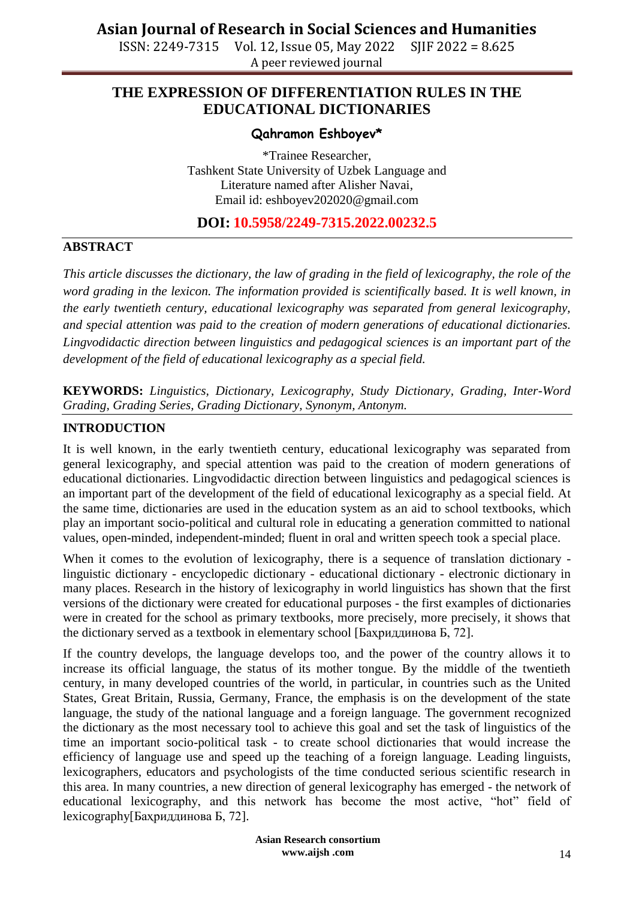# THE EXPRESSION OF DIFFERENTIATION RULES IN THE EDUCATIONAL DICTIONARIES

**Qahramon Eshboyev***

*Trainee Researcher,
Tashkent State University of Uzbek Language and Literature named after Alisher Navai,
Email id: eshboyev202020@gmail.com

**DOI: 10.5958/2249-7315.2022.00232.5**

## ABSTRACT

*This article discusses the dictionary, the law of grading in the field of lexicography, the role of the word grading in the lexicon. The information provided is scientifically based. It is well known, in the early twentieth century, educational lexicography was separated from general lexicography, and special attention was paid to the creation of modern generations of educational dictionaries. Lingvodidactic direction between linguistics and pedagogical sciences is an important part of the development of the field of educational lexicography as a special field.*

**KEYWORDS:** *Linguistics, Dictionary, Lexicography, Study Dictionary, Grading, Inter-Word Grading, Grading Series, Grading Dictionary, Synonym, Antonym.*

## INTRODUCTION

It is well known, in the early twentieth century, educational lexicography was separated from general lexicography, and special attention was paid to the creation of modern generations of educational dictionaries. Lingvodidactic direction between linguistics and pedagogical sciences is an important part of the development of the field of educational lexicography as a special field. At the same time, dictionaries are used in the education system as an aid to school textbooks, which play an important socio-political and cultural role in educating a generation committed to national values, open-minded, independent-minded; fluent in oral and written speech took a special place.

When it comes to the evolution of lexicography, there is a sequence of translation dictionary - linguistic dictionary - encyclopedic dictionary - educational dictionary - electronic dictionary in many places. Research in the history of lexicography in world linguistics has shown that the first versions of the dictionary were created for educational purposes - the first examples of dictionaries were in created for the school as primary textbooks, more precisely, more precisely, it shows that the dictionary served as a textbook in elementary school [Баҳриддинова Б, 72].

If the country develops, the language develops too, and the power of the country allows it to increase its official language, the status of its mother tongue. By the middle of the twentieth century, in many developed countries of the world, in particular, in countries such as the United States, Great Britain, Russia, Germany, France, the emphasis is on the development of the state language, the study of the national language and a foreign language. The government recognized the dictionary as the most necessary tool to achieve this goal and set the task of linguistics of the time an important socio-political task - to create school dictionaries that would increase the efficiency of language use and speed up the teaching of a foreign language. Leading linguists, lexicographers, educators and psychologists of the time conducted serious scientific research in this area. In many countries, a new direction of general lexicography has emerged - the network of educational lexicography, and this network has become the most active, "hot" field of lexicography[Баҳриддинова Б, 72].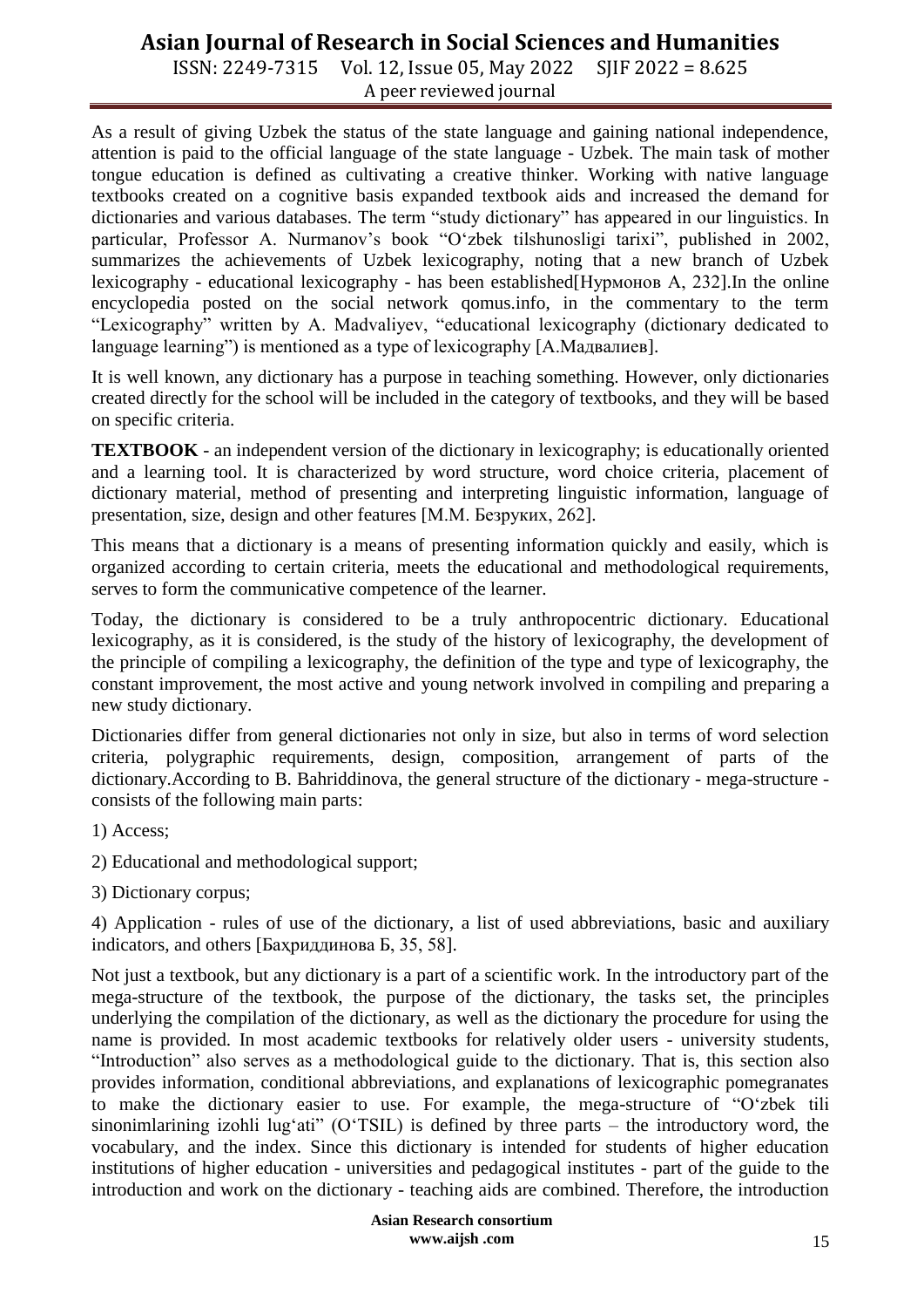As a result of giving Uzbek the status of the state language and gaining national independence, attention is paid to the official language of the state language - Uzbek. The main task of mother tongue education is defined as cultivating a creative thinker. Working with native language textbooks created on a cognitive basis expanded textbook aids and increased the demand for dictionaries and various databases. The term "study dictionary" has appeared in our linguistics. In particular, Professor A. Nurmanov's book "O'zbek tilshunosligi tarixi", published in 2002, summarizes the achievements of Uzbek lexicography, noting that a new branch of Uzbek lexicography - educational lexicography - has been established[Нурмонов А, 232].In the online encyclopedia posted on the social network qomus.info, in the commentary to the term "Lexicography" written by A. Madvaliyev, "educational lexicography (dictionary dedicated to language learning") is mentioned as a type of lexicography [А.Мадвалиев].

It is well known, any dictionary has a purpose in teaching something. However, only dictionaries created directly for the school will be included in the category of textbooks, and they will be based on specific criteria.

**TEXTBOOK** - an independent version of the dictionary in lexicography; is educationally oriented and a learning tool. It is characterized by word structure, word choice criteria, placement of dictionary material, method of presenting and interpreting linguistic information, language of presentation, size, design and other features [М.М. Безруких, 262].

This means that a dictionary is a means of presenting information quickly and easily, which is organized according to certain criteria, meets the educational and methodological requirements, serves to form the communicative competence of the learner.

Today, the dictionary is considered to be a truly anthropocentric dictionary. Educational lexicography, as it is considered, is the study of the history of lexicography, the development of the principle of compiling a lexicography, the definition of the type and type of lexicography, the constant improvement, the most active and young network involved in compiling and preparing a new study dictionary.

Dictionaries differ from general dictionaries not only in size, but also in terms of word selection criteria, polygraphic requirements, design, composition, arrangement of parts of the dictionary.According to B. Bahriddinova, the general structure of the dictionary - mega-structure - consists of the following main parts:

1) Access;

2) Educational and methodological support;

3) Dictionary corpus;

4) Application - rules of use of the dictionary, a list of used abbreviations, basic and auxiliary indicators, and others [Бахриддинова Б, 35, 58].

Not just a textbook, but any dictionary is a part of a scientific work. In the introductory part of the mega-structure of the textbook, the purpose of the dictionary, the tasks set, the principles underlying the compilation of the dictionary, as well as the dictionary the procedure for using the name is provided. In most academic textbooks for relatively older users - university students, "Introduction" also serves as a methodological guide to the dictionary. That is, this section also provides information, conditional abbreviations, and explanations of lexicographic pomegranates to make the dictionary easier to use. For example, the mega-structure of "O'zbek tili sinonimlarining izohli lug'ati" (O'TSIL) is defined by three parts – the introductory word, the vocabulary, and the index. Since this dictionary is intended for students of higher education institutions of higher education - universities and pedagogical institutes - part of the guide to the introduction and work on the dictionary - teaching aids are combined. Therefore, the introduction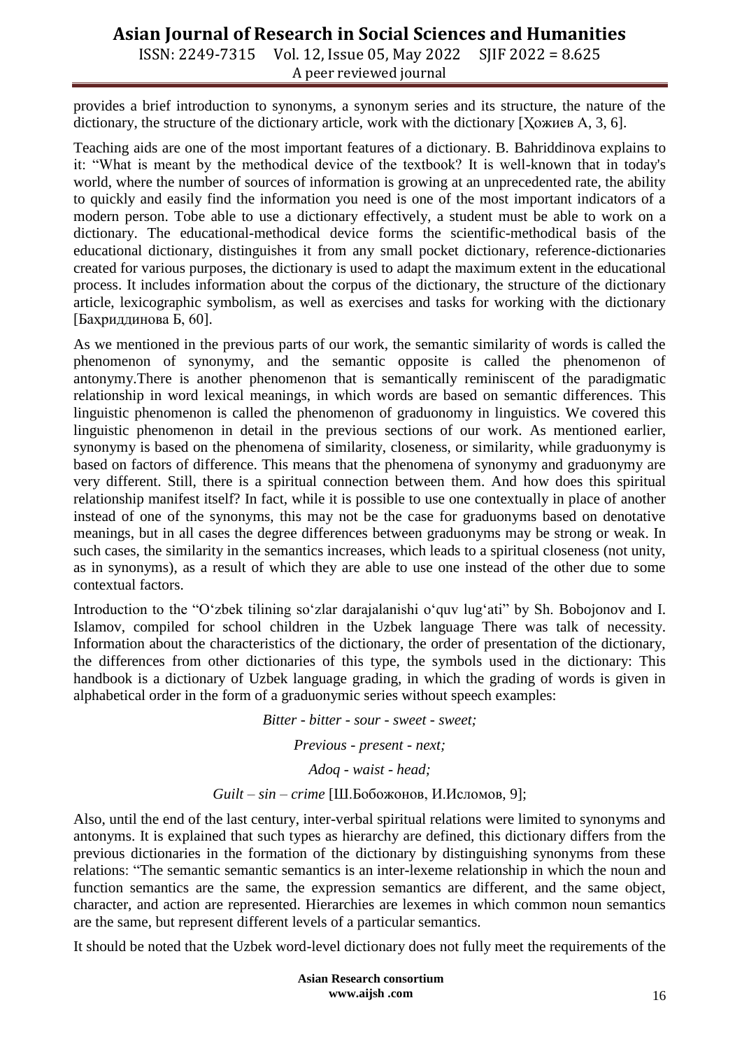provides a brief introduction to synonyms, a synonym series and its structure, the nature of the dictionary, the structure of the dictionary article, work with the dictionary [Ҳожиев А, 3, 6].

Teaching aids are one of the most important features of a dictionary. B. Bahriddinova explains to it: "What is meant by the methodical device of the textbook? It is well-known that in today's world, where the number of sources of information is growing at an unprecedented rate, the ability to quickly and easily find the information you need is one of the most important indicators of a modern person. Tobe able to use a dictionary effectively, a student must be able to work on a dictionary. The educational-methodical device forms the scientific-methodical basis of the educational dictionary, distinguishes it from any small pocket dictionary, reference-dictionaries created for various purposes, the dictionary is used to adapt the maximum extent in the educational process. It includes information about the corpus of the dictionary, the structure of the dictionary article, lexicographic symbolism, as well as exercises and tasks for working with the dictionary [Бахриддинова Б, 60].

As we mentioned in the previous parts of our work, the semantic similarity of words is called the phenomenon of synonymy, and the semantic opposite is called the phenomenon of antonymy.There is another phenomenon that is semantically reminiscent of the paradigmatic relationship in word lexical meanings, in which words are based on semantic differences. This linguistic phenomenon is called the phenomenon of graduonomy in linguistics. We covered this linguistic phenomenon in detail in the previous sections of our work. As mentioned earlier, synonymy is based on the phenomena of similarity, closeness, or similarity, while graduonymy is based on factors of difference. This means that the phenomena of synonymy and graduonymy are very different. Still, there is a spiritual connection between them. And how does this spiritual relationship manifest itself? In fact, while it is possible to use one contextually in place of another instead of one of the synonyms, this may not be the case for graduonyms based on denotative meanings, but in all cases the degree differences between graduonyms may be strong or weak. In such cases, the similarity in the semantics increases, which leads to a spiritual closeness (not unity, as in synonyms), as a result of which they are able to use one instead of the other due to some contextual factors.

Introduction to the "O'zbek tilining so'zlar darajalanishi o'quv lug'ati" by Sh. Bobojonov and I. Islamov, compiled for school children in the Uzbek language There was talk of necessity. Information about the characteristics of the dictionary, the order of presentation of the dictionary, the differences from other dictionaries of this type, the symbols used in the dictionary: This handbook is a dictionary of Uzbek language grading, in which the grading of words is given in alphabetical order in the form of a graduonymic series without speech examples:

*Bitter - bitter - sour - sweet - sweet;*

*Previous - present - next;*

*Adoq - waist - head;*

*Guilt – sin – crime* [Ш.Бобожонов, И.Исломов, 9];

Also, until the end of the last century, inter-verbal spiritual relations were limited to synonyms and antonyms. It is explained that such types as hierarchy are defined, this dictionary differs from the previous dictionaries in the formation of the dictionary by distinguishing synonyms from these relations: "The semantic semantic semantics is an inter-lexeme relationship in which the noun and function semantics are the same, the expression semantics are different, and the same object, character, and action are represented. Hierarchies are lexemes in which common noun semantics are the same, but represent different levels of a particular semantics.

It should be noted that the Uzbek word-level dictionary does not fully meet the requirements of the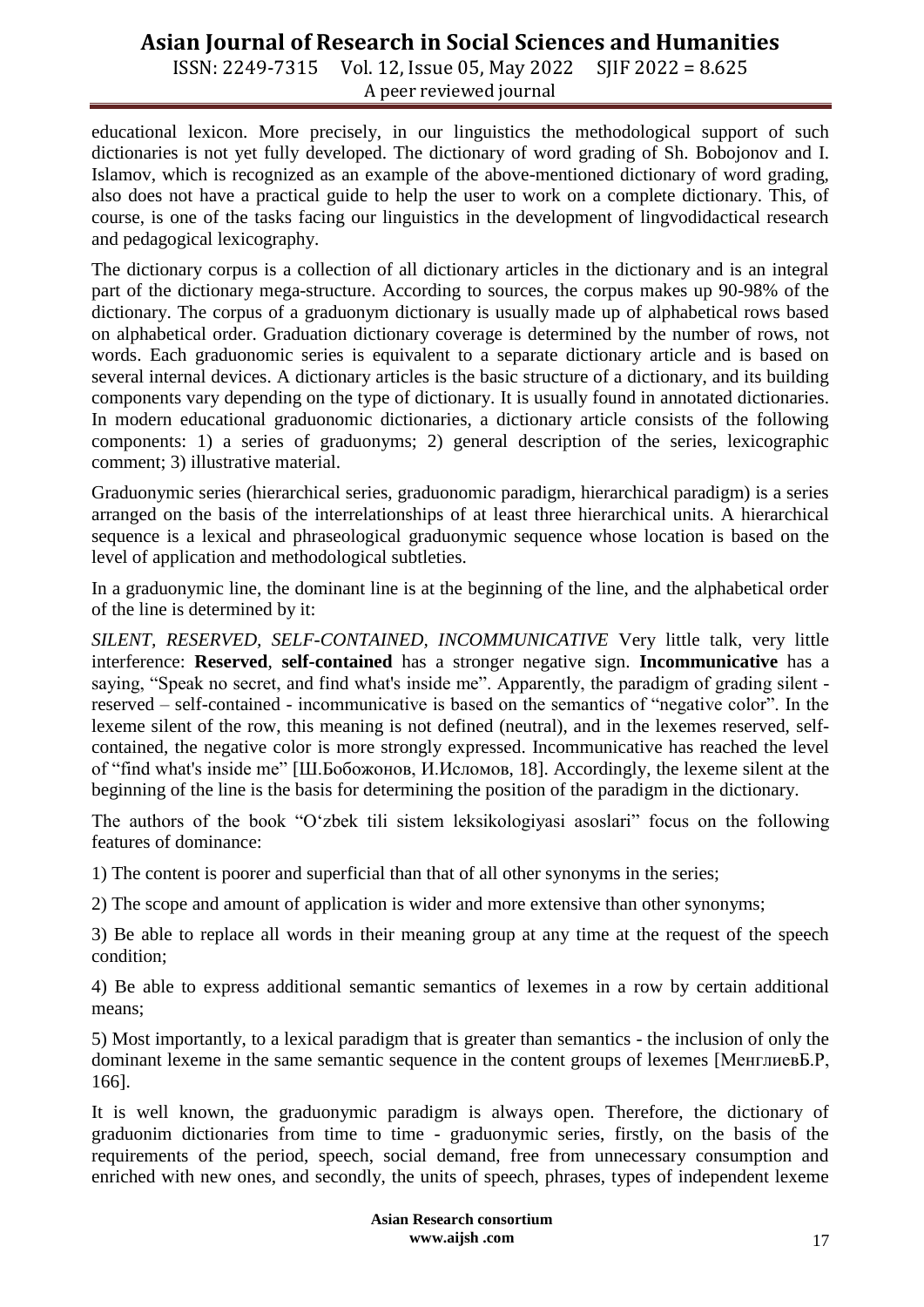educational lexicon. More precisely, in our linguistics the methodological support of such dictionaries is not yet fully developed. The dictionary of word grading of Sh. Bobojonov and I. Islamov, which is recognized as an example of the above-mentioned dictionary of word grading, also does not have a practical guide to help the user to work on a complete dictionary. This, of course, is one of the tasks facing our linguistics in the development of lingvodidactical research and pedagogical lexicography.

The dictionary corpus is a collection of all dictionary articles in the dictionary and is an integral part of the dictionary mega-structure. According to sources, the corpus makes up 90-98% of the dictionary. The corpus of a graduonym dictionary is usually made up of alphabetical rows based on alphabetical order. Graduation dictionary coverage is determined by the number of rows, not words. Each graduonomic series is equivalent to a separate dictionary article and is based on several internal devices. A dictionary articles is the basic structure of a dictionary, and its building components vary depending on the type of dictionary. It is usually found in annotated dictionaries. In modern educational graduonomic dictionaries, a dictionary article consists of the following components: 1) a series of graduonyms; 2) general description of the series, lexicographic comment; 3) illustrative material.

Graduonymic series (hierarchical series, graduonomic paradigm, hierarchical paradigm) is a series arranged on the basis of the interrelationships of at least three hierarchical units. A hierarchical sequence is a lexical and phraseological graduonymic sequence whose location is based on the level of application and methodological subtleties.

In a graduonymic line, the dominant line is at the beginning of the line, and the alphabetical order of the line is determined by it:

*SILENT, RESERVED, SELF-CONTAINED, INCOMMUNICATIVE* Very little talk, very little interference: **Reserved**, **self-contained** has a stronger negative sign. **Incommunicative** has a saying, "Speak no secret, and find what's inside me". Apparently, the paradigm of grading silent - reserved – self-contained - incommunicative is based on the semantics of "negative color". In the lexeme silent of the row, this meaning is not defined (neutral), and in the lexemes reserved, self-contained, the negative color is more strongly expressed. Incommunicative has reached the level of "find what's inside me" [Ш.Бобожонов, И.Исломов, 18]. Accordingly, the lexeme silent at the beginning of the line is the basis for determining the position of the paradigm in the dictionary.

The authors of the book "O'zbek tili sistem leksikologiyasi asoslari" focus on the following features of dominance:

1) The content is poorer and superficial than that of all other synonyms in the series;

2) The scope and amount of application is wider and more extensive than other synonyms;

3) Be able to replace all words in their meaning group at any time at the request of the speech condition;

4) Be able to express additional semantic semantics of lexemes in a row by certain additional means;

5) Most importantly, to a lexical paradigm that is greater than semantics - the inclusion of only the dominant lexeme in the same semantic sequence in the content groups of lexemes [МенглиевБ.Р, 166].

It is well known, the graduonymic paradigm is always open. Therefore, the dictionary of graduonim dictionaries from time to time - graduonymic series, firstly, on the basis of the requirements of the period, speech, social demand, free from unnecessary consumption and enriched with new ones, and secondly, the units of speech, phrases, types of independent lexeme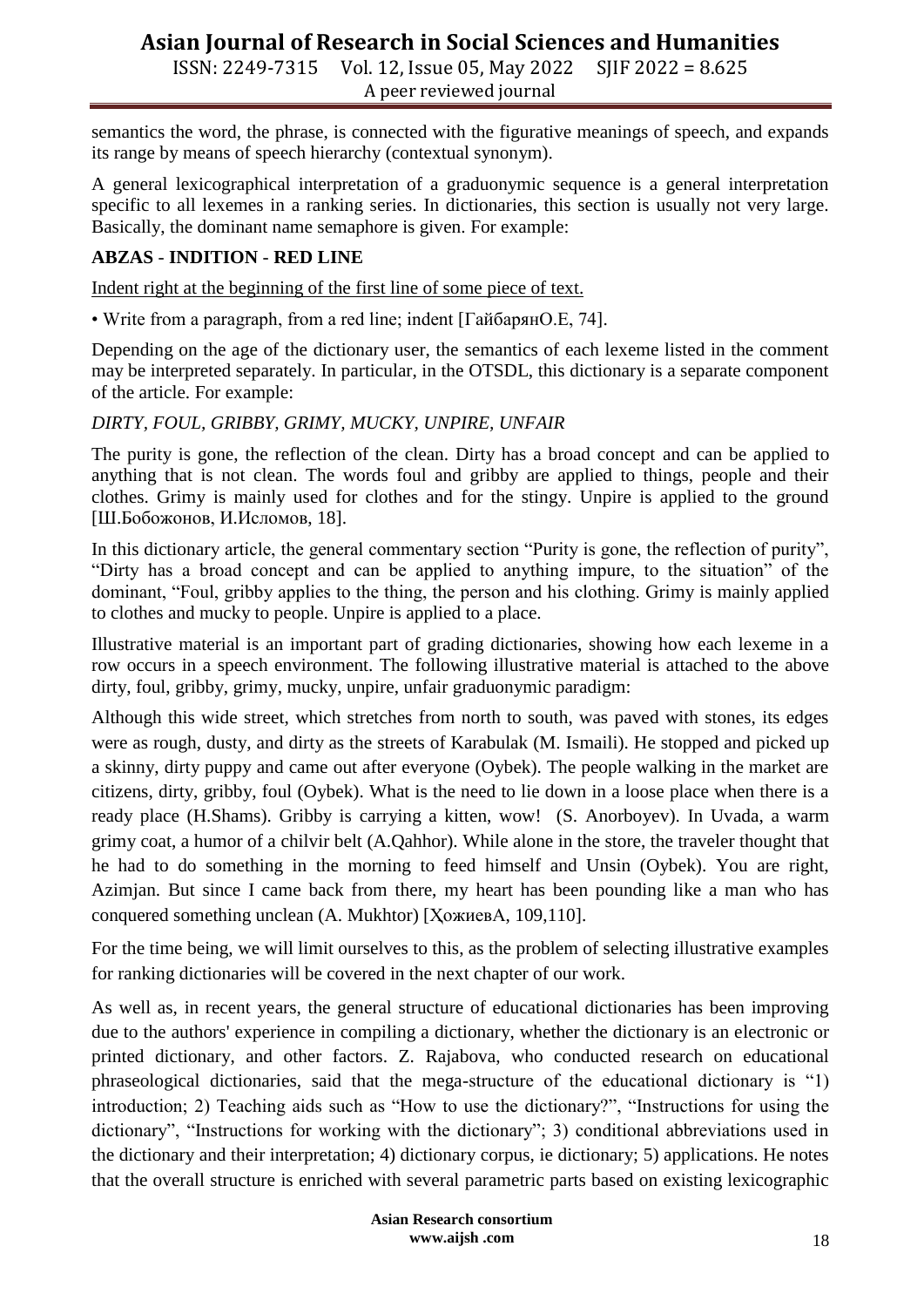semantics the word, the phrase, is connected with the figurative meanings of speech, and expands its range by means of speech hierarchy (contextual synonym).

A general lexicographical interpretation of a graduonymic sequence is a general interpretation specific to all lexemes in a ranking series. In dictionaries, this section is usually not very large. Basically, the dominant name semaphore is given. For example:

**ABZAS - INDITION - RED LINE**

Indent right at the beginning of the first line of some piece of text.

• Write from a paragraph, from a red line; indent [ГайбарянО.Е, 74].

Depending on the age of the dictionary user, the semantics of each lexeme listed in the comment may be interpreted separately. In particular, in the OTSDL, this dictionary is a separate component of the article. For example:

*DIRTY, FOUL, GRIBBY, GRIMY, MUCKY, UNPIRE, UNFAIR*

The purity is gone, the reflection of the clean. Dirty has a broad concept and can be applied to anything that is not clean. The words foul and gribby are applied to things, people and their clothes. Grimy is mainly used for clothes and for the stingy. Unpire is applied to the ground [Ш.Бобожонов, И.Исломов, 18].

In this dictionary article, the general commentary section "Purity is gone, the reflection of purity", "Dirty has a broad concept and can be applied to anything impure, to the situation" of the dominant, "Foul, gribby applies to the thing, the person and his clothing. Grimy is mainly applied to clothes and mucky to people. Unpire is applied to a place.

Illustrative material is an important part of grading dictionaries, showing how each lexeme in a row occurs in a speech environment. The following illustrative material is attached to the above dirty, foul, gribby, grimy, mucky, unpire, unfair graduonymic paradigm:

Although this wide street, which stretches from north to south, was paved with stones, its edges were as rough, dusty, and dirty as the streets of Karabulak (M. Ismaili). He stopped and picked up a skinny, dirty puppy and came out after everyone (Oybek). The people walking in the market are citizens, dirty, gribby, foul (Oybek). What is the need to lie down in a loose place when there is a ready place (H.Shams). Gribby is carrying a kitten, wow! (S. Anorboyev). In Uvada, a warm grimy coat, a humor of a chilvir belt (A.Qahhor). While alone in the store, the traveler thought that he had to do something in the morning to feed himself and Unsin (Oybek). You are right, Azimjan. But since I came back from there, my heart has been pounding like a man who has conquered something unclean (A. Mukhtor) [ҲожиевА, 109,110].

For the time being, we will limit ourselves to this, as the problem of selecting illustrative examples for ranking dictionaries will be covered in the next chapter of our work.

As well as, in recent years, the general structure of educational dictionaries has been improving due to the authors' experience in compiling a dictionary, whether the dictionary is an electronic or printed dictionary, and other factors. Z. Rajabova, who conducted research on educational phraseological dictionaries, said that the mega-structure of the educational dictionary is "1) introduction; 2) Teaching aids such as "How to use the dictionary?", "Instructions for using the dictionary", "Instructions for working with the dictionary"; 3) conditional abbreviations used in the dictionary and their interpretation; 4) dictionary corpus, ie dictionary; 5) applications. He notes that the overall structure is enriched with several parametric parts based on existing lexicographic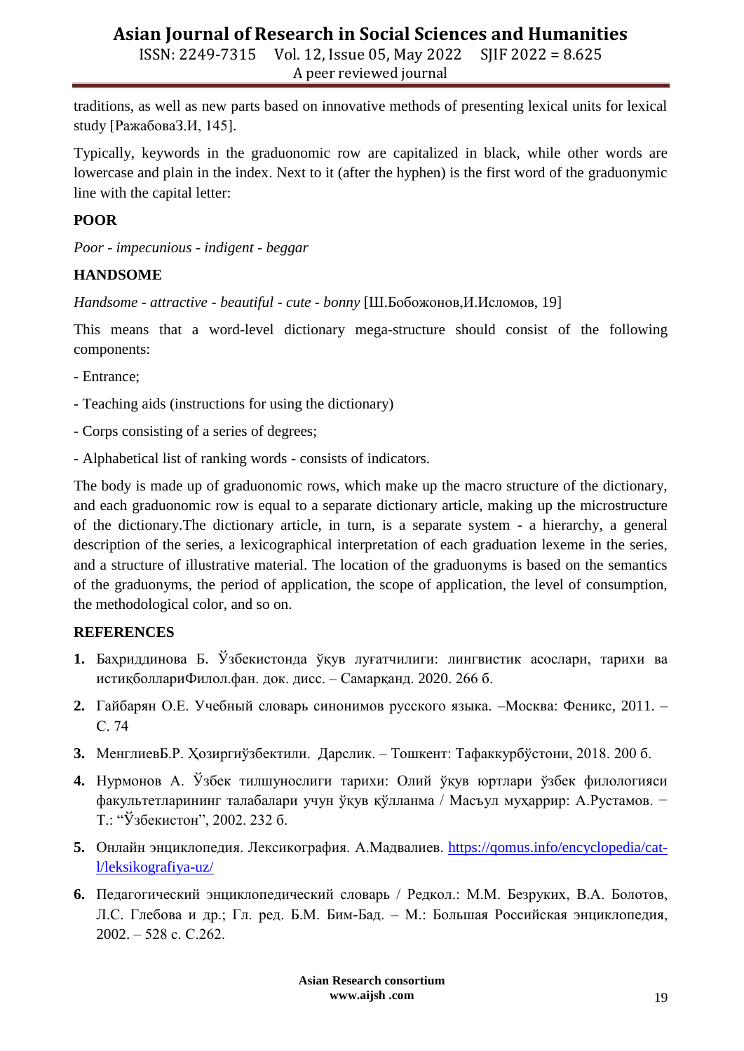traditions, as well as new parts based on innovative methods of presenting lexical units for lexical study [РажабоваЗ.И, 145].

Typically, keywords in the graduonomic row are capitalized in black, while other words are lowercase and plain in the index. Next to it (after the hyphen) is the first word of the graduonymic line with the capital letter:

**POOR**

*Poor - impecunious - indigent - beggar*

**HANDSOME**

*Handsome - attractive - beautiful - cute - bonny* [Ш.Бобожонов,И.Исломов, 19]

This means that a word-level dictionary mega-structure should consist of the following components:

- Entrance;

- Teaching aids (instructions for using the dictionary)

- Corps consisting of a series of degrees;

- Alphabetical list of ranking words - consists of indicators.

The body is made up of graduonomic rows, which make up the macro structure of the dictionary, and each graduonomic row is equal to a separate dictionary article, making up the microstructure of the dictionary.The dictionary article, in turn, is a separate system - a hierarchy, a general description of the series, a lexicographical interpretation of each graduation lexeme in the series, and a structure of illustrative material. The location of the graduonyms is based on the semantics of the graduonyms, the period of application, the scope of application, the level of consumption, the methodological color, and so on.

## REFERENCES

1. Бахриддинова Б. Ўзбекистонда ўқув луғатчилиги: лингвистик асослари, тарихи ва истиқболлариФилол.фан. док. дисс. – Самарқанд. 2020. 266 б.
2. Гайбарян О.Е. Учебный словарь синонимов русского языка. –Москва: Феникс, 2011. – С. 74
3. МенглиевБ.Р. Ҳозиргиўзбектили. Дарслик. – Тошкент: Тафаккурбўстони, 2018. 200 б.
4. Нурмонов А. Ўзбек тилшунослиги тарихи: Олий ўқув юртлари ўзбек филологияси факультетларининг талабалари учун ўқув қўлланма / Масъул муҳаррир: А.Рустамов. − Т.: “Ўзбекистон”, 2002. 232 б.
5. Онлайн энциклопедия. Лексикография. А.Мадвалиев. https://qomus.info/encyclopedia/cat-l/leksikografiya-uz/
6. Педагогический энциклопедический словарь / Редкол.: М.М. Безруких, В.А. Болотов, Л.С. Глебова и др.; Гл. ред. Б.М. Бим-Бад. – М.: Большая Российская энциклопедия, 2002. – 528 с. С.262.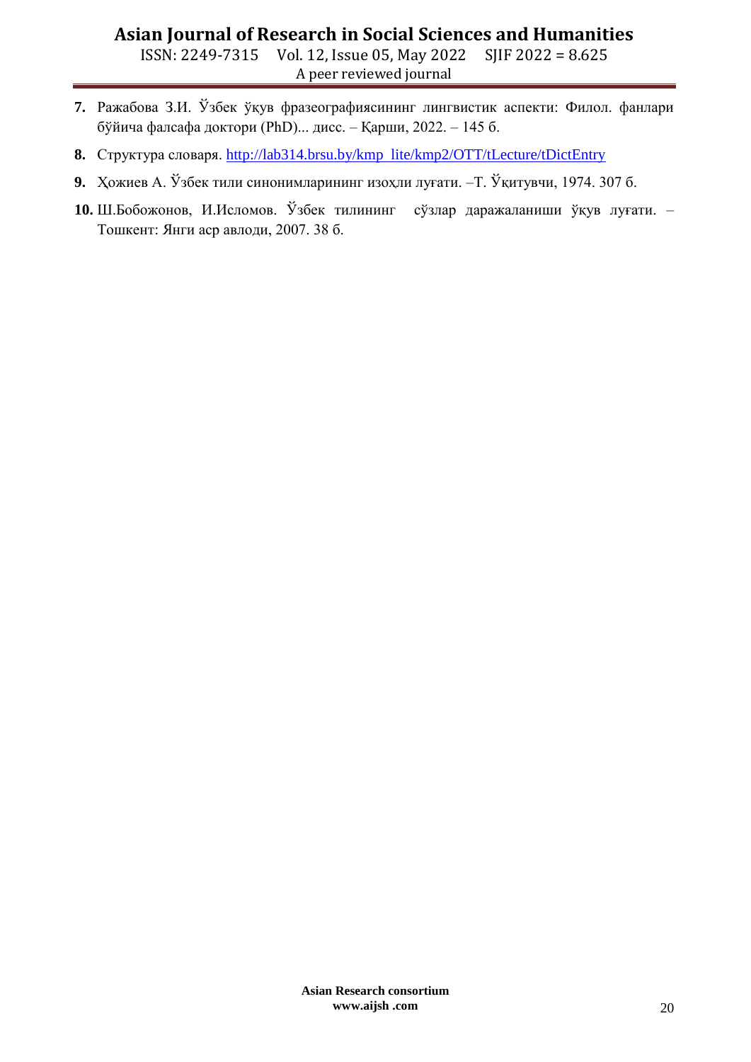7. Ражабова З.И. Ўзбек ўқув фразеографиясининг лингвистик аспекти: Филол. фанлари бўйича фалсафа доктори (PhD)... дисс. – Қарши, 2022. – 145 б.
8. Структура словаря. http://lab314.brsu.by/kmp_lite/kmp2/OTT/tLecture/tDictEntry
9. Ҳожиев А. Ўзбек тили синонимларининг изоҳли луғати. –Т. Ўқитувчи, 1974. 307 б.
10. Ш.Бобожонов, И.Исломов. Ўзбек тилининг сўзлар даражаланиши ўқув луғати. – Тошкент: Янги аср авлоди, 2007. 38 б.